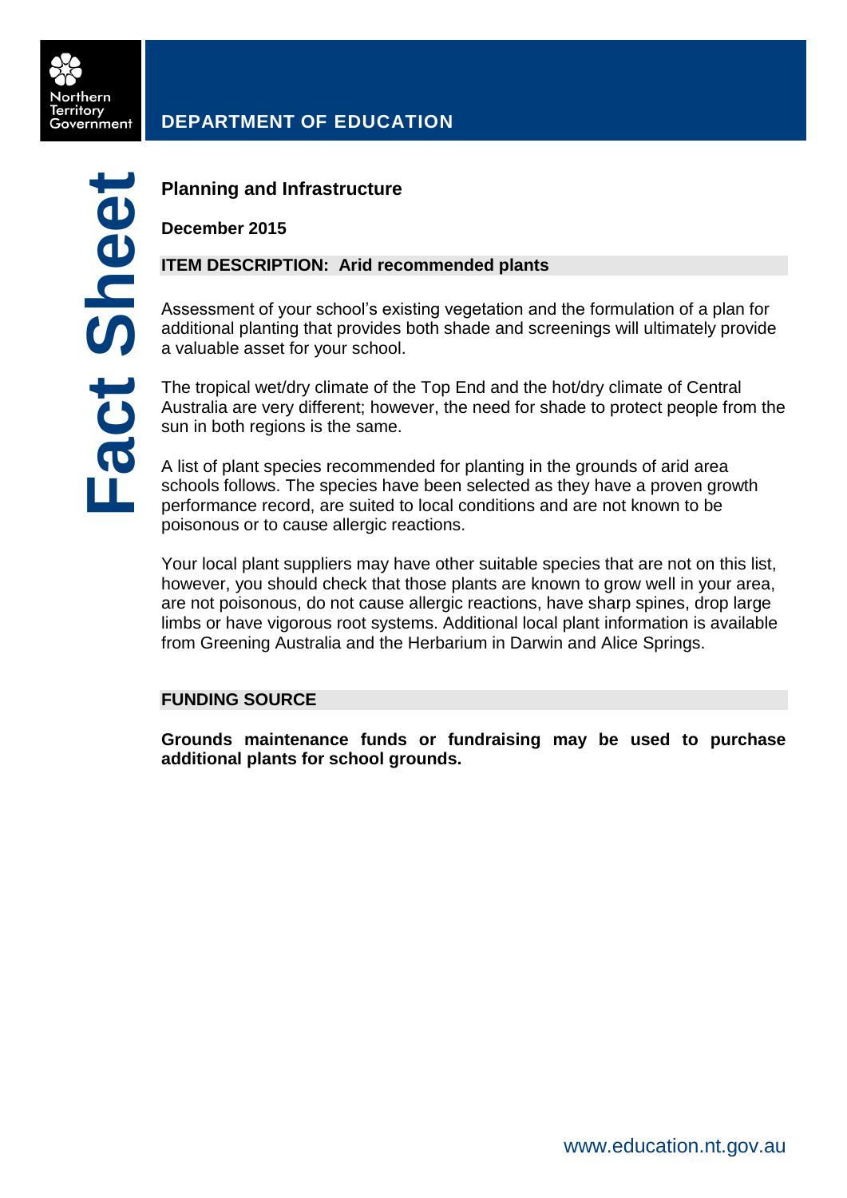Northern Territory Government

# DEPARTMENT OF EDUCATION

Fact Sheet

## Planning and Infrastructure

**December 2015**

### ITEM DESCRIPTION: Arid recommended plants

Assessment of your school's existing vegetation and the formulation of a plan for additional planting that provides both shade and screenings will ultimately provide a valuable asset for your school.

The tropical wet/dry climate of the Top End and the hot/dry climate of Central Australia are very different; however, the need for shade to protect people from the sun in both regions is the same.

A list of plant species recommended for planting in the grounds of arid area schools follows. The species have been selected as they have a proven growth performance record, are suited to local conditions and are not known to be poisonous or to cause allergic reactions.

Your local plant suppliers may have other suitable species that are not on this list, however, you should check that those plants are known to grow well in your area, are not poisonous, do not cause allergic reactions, have sharp spines, drop large limbs or have vigorous root systems. Additional local plant information is available from Greening Australia and the Herbarium in Darwin and Alice Springs.

### FUNDING SOURCE

**Grounds maintenance funds or fundraising may be used to purchase additional plants for school grounds.**

www.education.nt.gov.au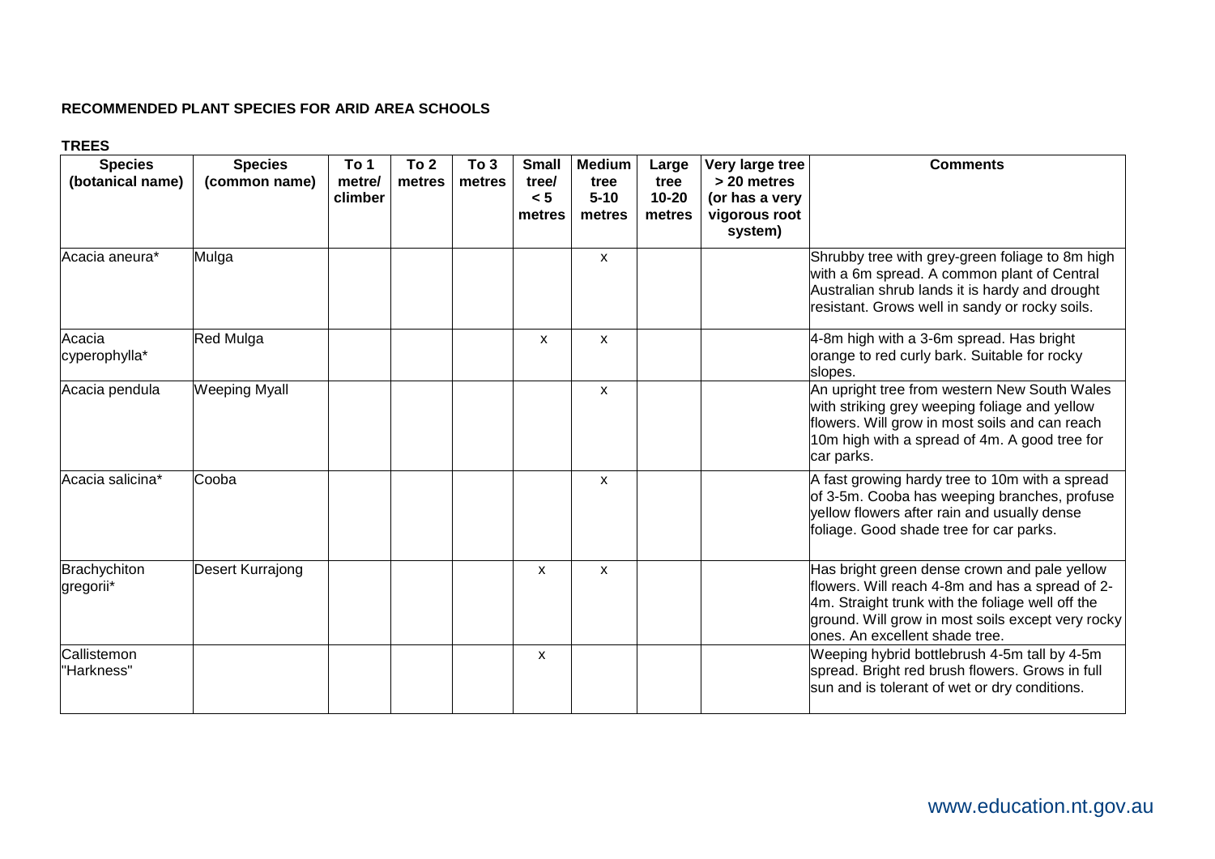**RECOMMENDED PLANT SPECIES FOR ARID AREA SCHOOLS**

**TREES**

| Species (botanical name) | Species (common name) | To 1 metre/ climber | To 2 metres | To 3 metres | Small tree/ < 5 metres | Medium tree 5-10 metres | Large tree 10-20 metres | Very large tree > 20 metres (or has a very vigorous root system) | Comments |
|---|---|---|---|---|---|---|---|---|---|
| Acacia aneura* | Mulga | | | | | x | | | Shrubby tree with grey-green foliage to 8m high with a 6m spread. A common plant of Central Australian shrub lands it is hardy and drought resistant. Grows well in sandy or rocky soils. |
| Acacia cyperophylla* | Red Mulga | | | | x | x | | | 4-8m high with a 3-6m spread. Has bright orange to red curly bark. Suitable for rocky slopes. |
| Acacia pendula | Weeping Myall | | | | | x | | | An upright tree from western New South Wales with striking grey weeping foliage and yellow flowers. Will grow in most soils and can reach 10m high with a spread of 4m. A good tree for car parks. |
| Acacia salicina* | Cooba | | | | | x | | | A fast growing hardy tree to 10m with a spread of 3-5m. Cooba has weeping branches, profuse yellow flowers after rain and usually dense foliage. Good shade tree for car parks. |
| Brachychiton gregorii* | Desert Kurrajong | | | | x | x | | | Has bright green dense crown and pale yellow flowers. Will reach 4-8m and has a spread of 2-4m. Straight trunk with the foliage well off the ground. Will grow in most soils except very rocky ones. An excellent shade tree. |
| Callistemon "Harkness" | | | | | x | | | | Weeping hybrid bottlebrush 4-5m tall by 4-5m spread. Bright red brush flowers. Grows in full sun and is tolerant of wet or dry conditions. |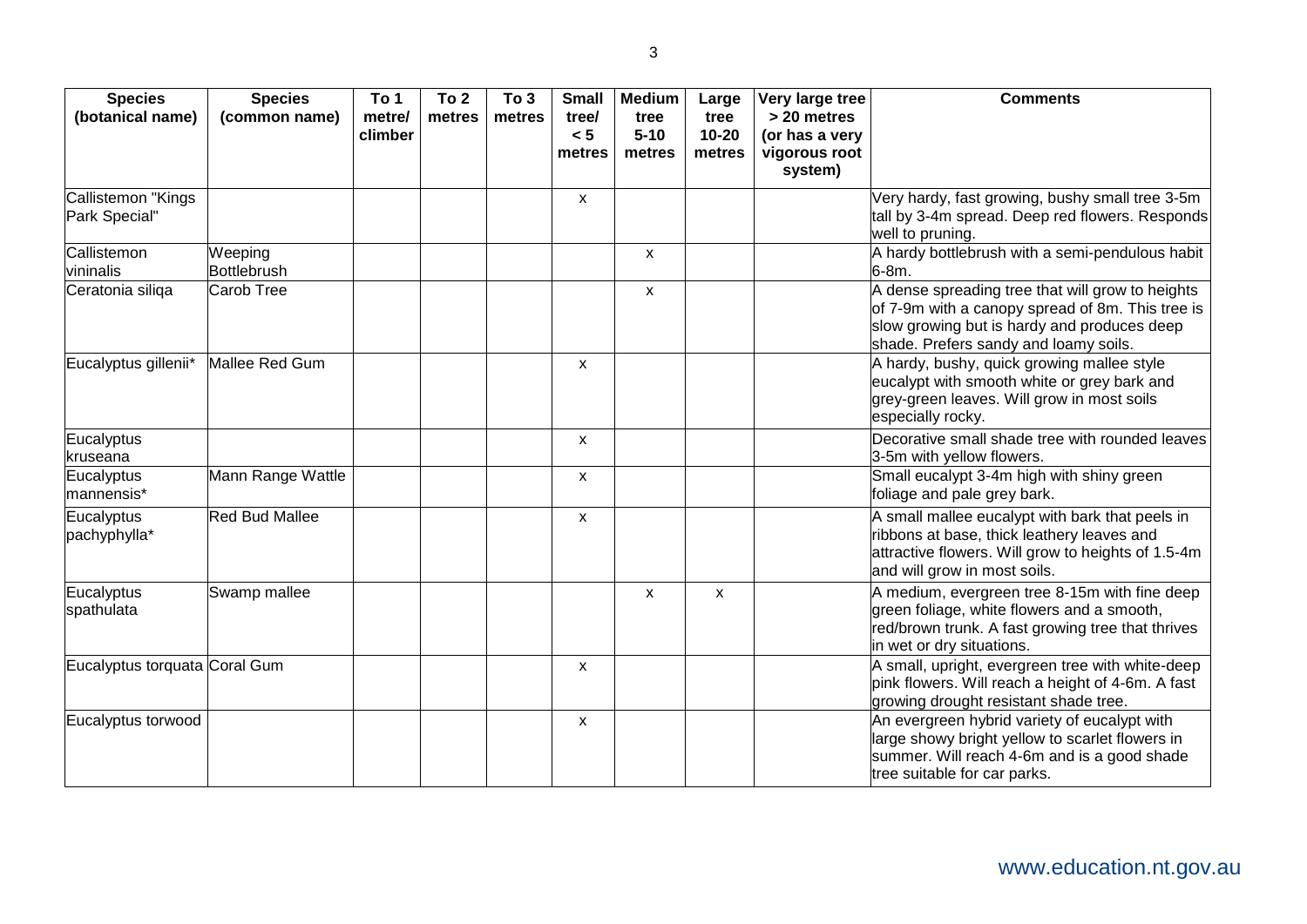| Species (botanical name) | Species (common name) | To 1 metre/ climber | To 2 metres | To 3 metres | Small tree/ < 5 metres | Medium tree 5-10 metres | Large tree 10-20 metres | Very large tree > 20 metres (or has a very vigorous root system) | Comments |
|---|---|---|---|---|---|---|---|---|---|
| Callistemon "Kings Park Special" | | | | | x | | | | Very hardy, fast growing, bushy small tree 3-5m tall by 3-4m spread. Deep red flowers. Responds well to pruning. |
| Callistemon vininalis | Weeping Bottlebrush | | | | | x | | | A hardy bottlebrush with a semi-pendulous habit 6-8m. |
| Ceratonia siliqa | Carob Tree | | | | | x | | | A dense spreading tree that will grow to heights of 7-9m with a canopy spread of 8m. This tree is slow growing but is hardy and produces deep shade. Prefers sandy and loamy soils. |
| Eucalyptus gillenii* | Mallee Red Gum | | | | x | | | | A hardy, bushy, quick growing mallee style eucalypt with smooth white or grey bark and grey-green leaves. Will grow in most soils especially rocky. |
| Eucalyptus kruseana | | | | | x | | | | Decorative small shade tree with rounded leaves 3-5m with yellow flowers. |
| Eucalyptus mannensis* | Mann Range Wattle | | | | x | | | | Small eucalypt 3-4m high with shiny green foliage and pale grey bark. |
| Eucalyptus pachyphylla* | Red Bud Mallee | | | | x | | | | A small mallee eucalypt with bark that peels in ribbons at base, thick leathery leaves and attractive flowers. Will grow to heights of 1.5-4m and will grow in most soils. |
| Eucalyptus spathulata | Swamp mallee | | | | | x | x | | A medium, evergreen tree 8-15m with fine deep green foliage, white flowers and a smooth, red/brown trunk. A fast growing tree that thrives in wet or dry situations. |
| Eucalyptus torquata | Coral Gum | | | | x | | | | A small, upright, evergreen tree with white-deep pink flowers. Will reach a height of 4-6m. A fast growing drought resistant shade tree. |
| Eucalyptus torwood | | | | | x | | | | An evergreen hybrid variety of eucalypt with large showy bright yellow to scarlet flowers in summer. Will reach 4-6m and is a good shade tree suitable for car parks. |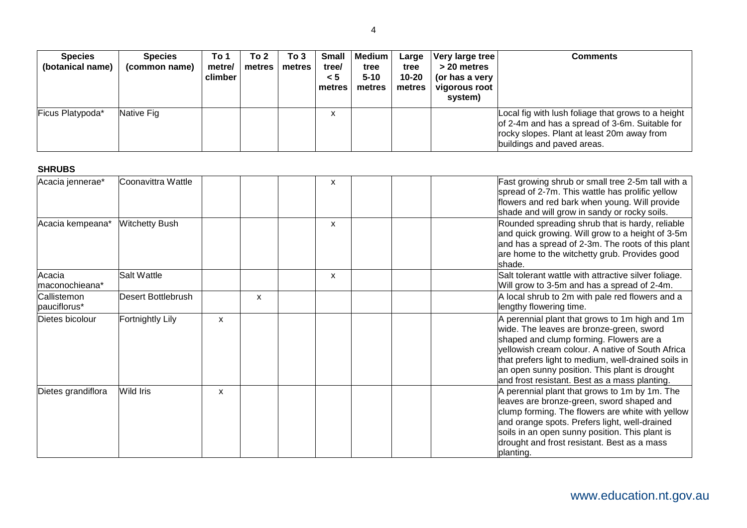| Species (botanical name) | Species (common name) | To 1 metre/ climber | To 2 metres | To 3 metres | Small tree/ < 5 metres | Medium tree 5-10 metres | Large tree 10-20 metres | Very large tree > 20 metres (or has a very vigorous root system) | Comments |
|---|---|---|---|---|---|---|---|---|---|
| Ficus Platypoda* | Native Fig | | | | x | | | | Local fig with lush foliage that grows to a height of 2-4m and has a spread of 3-6m. Suitable for rocky slopes. Plant at least 20m away from buildings and paved areas. |

**SHRUBS**

| Species (botanical name) | Species (common name) | To 1 metre/ climber | To 2 metres | To 3 metres | Small tree/ < 5 metres | Medium tree 5-10 metres | Large tree 10-20 metres | Very large tree > 20 metres (or has a very vigorous root system) | Comments |
|---|---|---|---|---|---|---|---|---|---|
| Acacia jennerae* | Coonavittra Wattle | | | | x | | | | Fast growing shrub or small tree 2-5m tall with a spread of 2-7m. This wattle has prolific yellow flowers and red bark when young. Will provide shade and will grow in sandy or rocky soils. |
| Acacia kempeana* | Witchetty Bush | | | | x | | | | Rounded spreading shrub that is hardy, reliable and quick growing. Will grow to a height of 3-5m and has a spread of 2-3m. The roots of this plant are home to the witchetty grub. Provides good shade. |
| Acacia maconochieana* | Salt Wattle | | | | x | | | | Salt tolerant wattle with attractive silver foliage. Will grow to 3-5m and has a spread of 2-4m. |
| Callistemon pauciflorus* | Desert Bottlebrush | | x | | | | | | A local shrub to 2m with pale red flowers and a lengthy flowering time. |
| Dietes bicolour | Fortnightly Lily | x | | | | | | | A perennial plant that grows to 1m high and 1m wide. The leaves are bronze-green, sword shaped and clump forming. Flowers are a yellowish cream colour. A native of South Africa that prefers light to medium, well-drained soils in an open sunny position. This plant is drought and frost resistant. Best as a mass planting. |
| Dietes grandiflora | Wild Iris | x | | | | | | | A perennial plant that grows to 1m by 1m. The leaves are bronze-green, sword shaped and clump forming. The flowers are white with yellow and orange spots. Prefers light, well-drained soils in an open sunny position. This plant is drought and frost resistant. Best as a mass planting. |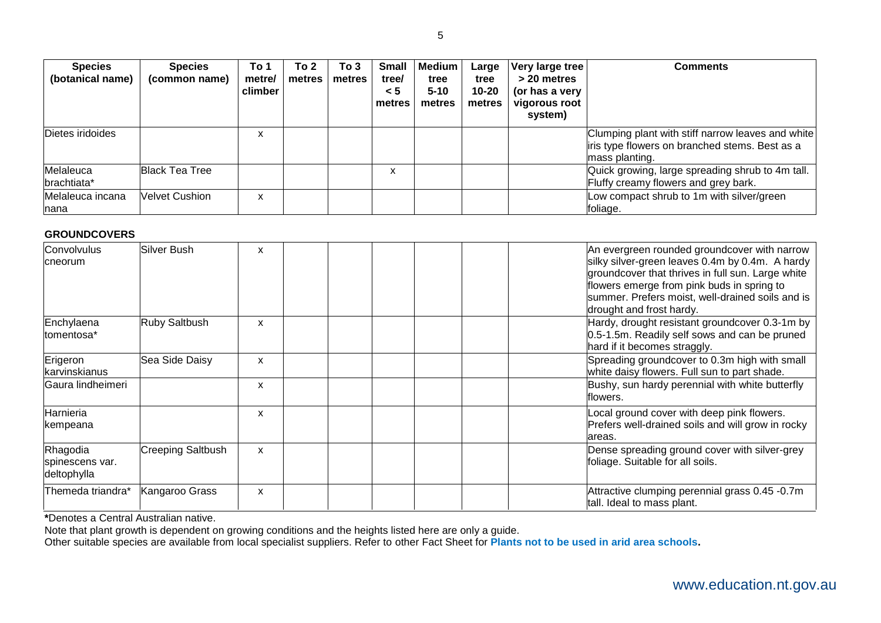| Species (botanical name) | Species (common name) | To 1 metre/ climber | To 2 metres | To 3 metres | Small tree/ < 5 metres | Medium tree 5-10 metres | Large tree 10-20 metres | Very large tree > 20 metres (or has a very vigorous root system) | Comments |
|---|---|---|---|---|---|---|---|---|---|
| Dietes iridoides | | x | | | | | | | Clumping plant with stiff narrow leaves and white iris type flowers on branched stems. Best as a mass planting. |
| Melaleuca brachtiata* | Black Tea Tree | | | | x | | | | Quick growing, large spreading shrub to 4m tall. Fluffy creamy flowers and grey bark. |
| Melaleuca incana nana | Velvet Cushion | x | | | | | | | Low compact shrub to 1m with silver/green foliage. |

**GROUNDCOVERS**

| Species (botanical name) | Species (common name) | To 1 metre/ climber | To 2 metres | To 3 metres | Small tree/ < 5 metres | Medium tree 5-10 metres | Large tree 10-20 metres | Very large tree > 20 metres (or has a very vigorous root system) | Comments |
|---|---|---|---|---|---|---|---|---|---|
| Convolvulus cneorum | Silver Bush | x | | | | | | | An evergreen rounded groundcover with narrow silky silver-green leaves 0.4m by 0.4m. A hardy groundcover that thrives in full sun. Large white flowers emerge from pink buds in spring to summer. Prefers moist, well-drained soils and is drought and frost hardy. |
| Enchylaena tomentosa* | Ruby Saltbush | x | | | | | | | Hardy, drought resistant groundcover 0.3-1m by 0.5-1.5m. Readily self sows and can be pruned hard if it becomes straggly. |
| Erigeron karvinskianus | Sea Side Daisy | x | | | | | | | Spreading groundcover to 0.3m high with small white daisy flowers. Full sun to part shade. |
| Gaura lindheimeri | | x | | | | | | | Bushy, sun hardy perennial with white butterfly flowers. |
| Harnieria kempeana | | x | | | | | | | Local ground cover with deep pink flowers. Prefers well-drained soils and will grow in rocky areas. |
| Rhagodia spinescens var. deltophylla | Creeping Saltbush | x | | | | | | | Dense spreading ground cover with silver-grey foliage. Suitable for all soils. |
| Themeda triandra* | Kangaroo Grass | x | | | | | | | Attractive clumping perennial grass 0.45 -0.7m tall. Ideal to mass plant. |

***Denotes a Central Australian native.**

Note that plant growth is dependent on growing conditions and the heights listed here are only a guide.

Other suitable species are available from local specialist suppliers. Refer to other Fact Sheet for **Plants not to be used in arid area schools.**

www.education.nt.gov.au